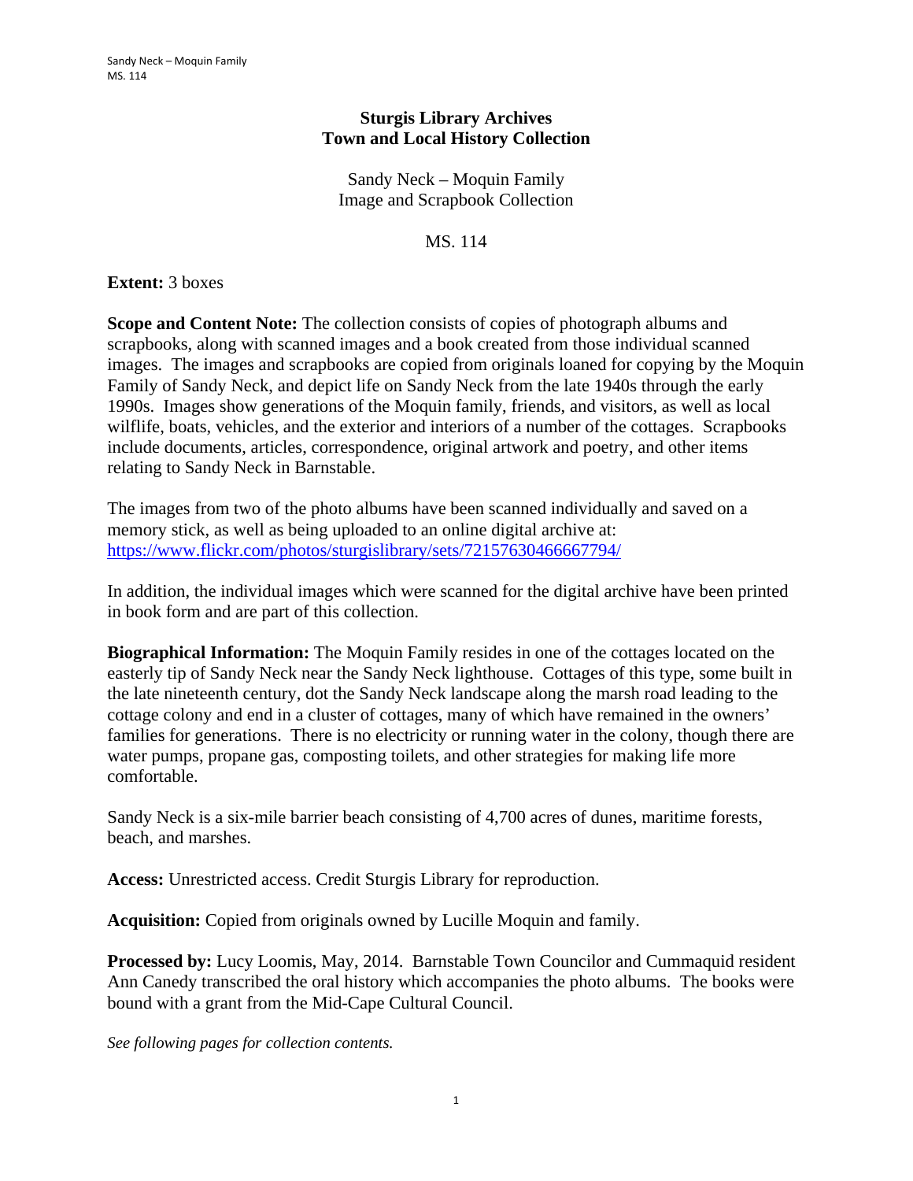# Sturgis Library Archives
## Town and Local History Collection

Sandy Neck – Moquin Family
Image and Scrapbook Collection

MS. 114

**Extent:** 3 boxes

**Scope and Content Note:** The collection consists of copies of photograph albums and scrapbooks, along with scanned images and a book created from those individual scanned images. The images and scrapbooks are copied from originals loaned for copying by the Moquin Family of Sandy Neck, and depict life on Sandy Neck from the late 1940s through the early 1990s. Images show generations of the Moquin family, friends, and visitors, as well as local wilflife, boats, vehicles, and the exterior and interiors of a number of the cottages. Scrapbooks include documents, articles, correspondence, original artwork and poetry, and other items relating to Sandy Neck in Barnstable.

The images from two of the photo albums have been scanned individually and saved on a memory stick, as well as being uploaded to an online digital archive at: https://www.flickr.com/photos/sturgislibrary/sets/72157630466667794/

In addition, the individual images which were scanned for the digital archive have been printed in book form and are part of this collection.

**Biographical Information:** The Moquin Family resides in one of the cottages located on the easterly tip of Sandy Neck near the Sandy Neck lighthouse. Cottages of this type, some built in the late nineteenth century, dot the Sandy Neck landscape along the marsh road leading to the cottage colony and end in a cluster of cottages, many of which have remained in the owners' families for generations. There is no electricity or running water in the colony, though there are water pumps, propane gas, composting toilets, and other strategies for making life more comfortable.

Sandy Neck is a six-mile barrier beach consisting of 4,700 acres of dunes, maritime forests, beach, and marshes.

**Access:** Unrestricted access. Credit Sturgis Library for reproduction.

**Acquisition:** Copied from originals owned by Lucille Moquin and family.

**Processed by:** Lucy Loomis, May, 2014. Barnstable Town Councilor and Cummaquid resident Ann Canedy transcribed the oral history which accompanies the photo albums. The books were bound with a grant from the Mid-Cape Cultural Council.

*See following pages for collection contents.*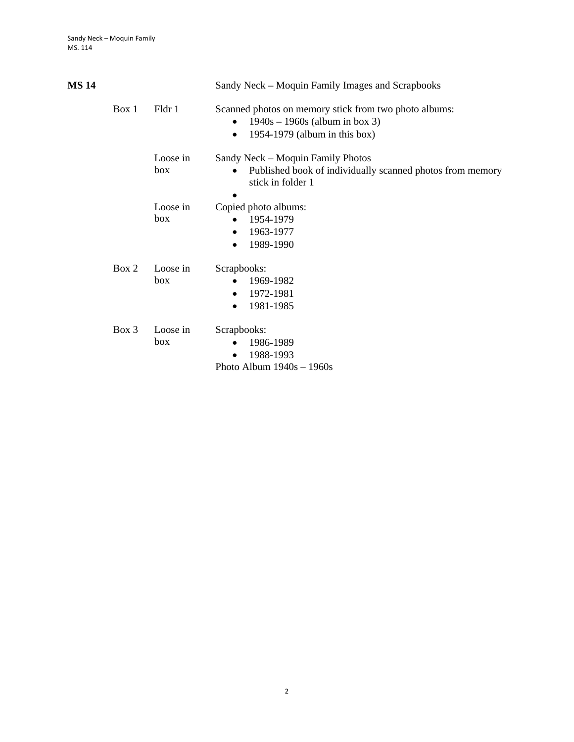| | | | |
|---|---|---|---|
| **MS 14** | | | Sandy Neck – Moquin Family Images and Scrapbooks |
| | Box 1 | Fldr 1 | Scanned photos on memory stick from two photo albums:<br>• 1940s – 1960s (album in box 3)<br>• 1954-1979 (album in this box) |
| | | Loose in box | Sandy Neck – Moquin Family Photos<br>• Published book of individually scanned photos from memory stick in folder 1<br>• |
| | | Loose in box | Copied photo albums:<br>• 1954-1979<br>• 1963-1977<br>• 1989-1990 |
| | Box 2 | Loose in box | Scrapbooks:<br>• 1969-1982<br>• 1972-1981<br>• 1981-1985 |
| | Box 3 | Loose in box | Scrapbooks:<br>• 1986-1989<br>• 1988-1993<br>Photo Album 1940s – 1960s |